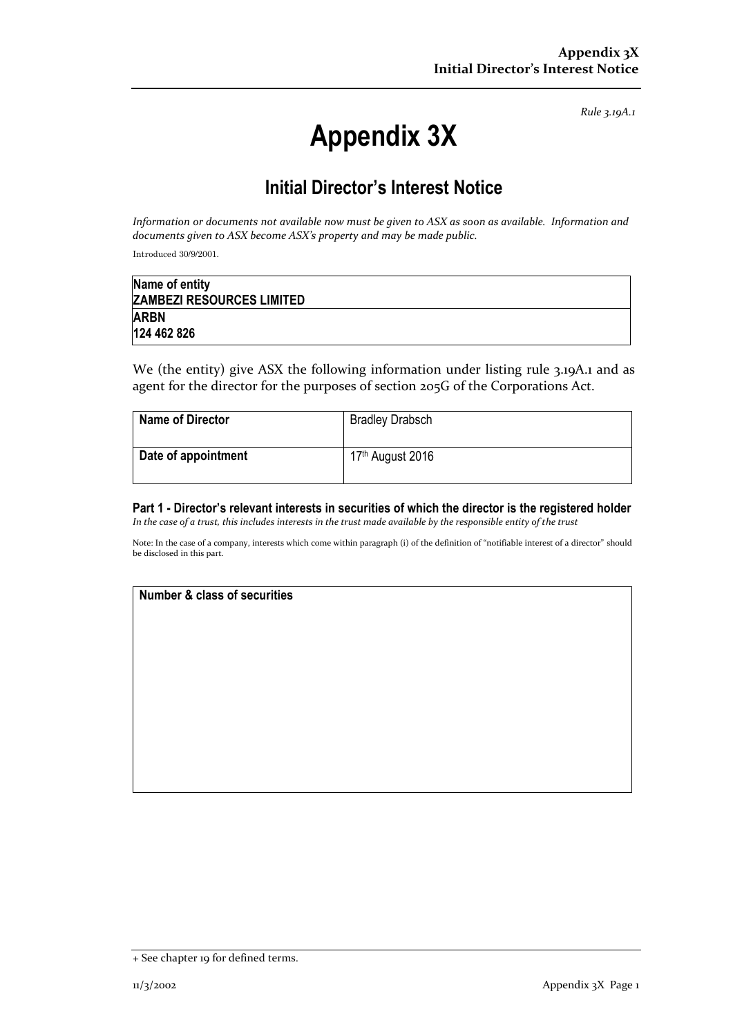*Rule 3.19A.1*

# Appendix 3X

## Initial Director's Interest Notice

*Information or documents not available now must be given to ASX as soon as available. Information and documents given to ASX become ASX's property and may be made public.*

Introduced 30/9/2001.

| Name of entity |
|---|
| **ZAMBEZI RESOURCES LIMITED** |
| **ARBN** |
| **124 462 826** |

We (the entity) give ASX the following information under listing rule 3.19A.1 and as agent for the director for the purposes of section 205G of the Corporations Act.

| | |
|---|---|
| **Name of Director** | Bradley Drabsch |
| **Date of appointment** | 17th August 2016 |

### Part 1 - Director's relevant interests in securities of which the director is the registered holder

*In the case of a trust, this includes interests in the trust made available by the responsible entity of the trust*

Note: In the case of a company, interests which come within paragraph (i) of the definition of "notifiable interest of a director" should be disclosed in this part.

| Number & class of securities |
|---|
| |

+ See chapter 19 for defined terms.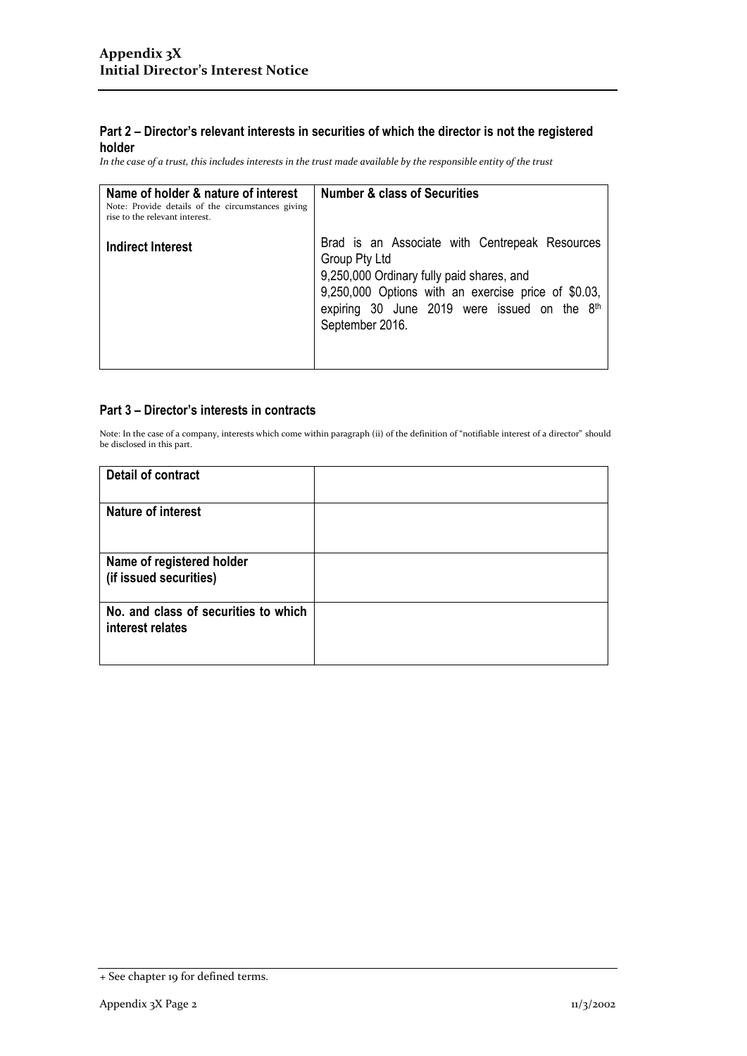## Part 2 – Director's relevant interests in securities of which the director is not the registered holder

*In the case of a trust, this includes interests in the trust made available by the responsible entity of the trust*

| **Name of holder & nature of interest**<br>Note: Provide details of the circumstances giving rise to the relevant interest. | **Number & class of Securities** |
|---|---|
| **Indirect Interest** | Brad is an Associate with Centrepeak Resources Group Pty Ltd<br>9,250,000 Ordinary fully paid shares, and<br>9,250,000 Options with an exercise price of $0.03, expiring 30 June 2019 were issued on the 8th September 2016. |

## Part 3 – Director's interests in contracts

Note: In the case of a company, interests which come within paragraph (ii) of the definition of "notifiable interest of a director" should be disclosed in this part.

| | |
|---|---|
| **Detail of contract** | |
| **Nature of interest** | |
| **Name of registered holder (if issued securities)** | |
| **No. and class of securities to which interest relates** | |

+ See chapter 19 for defined terms.